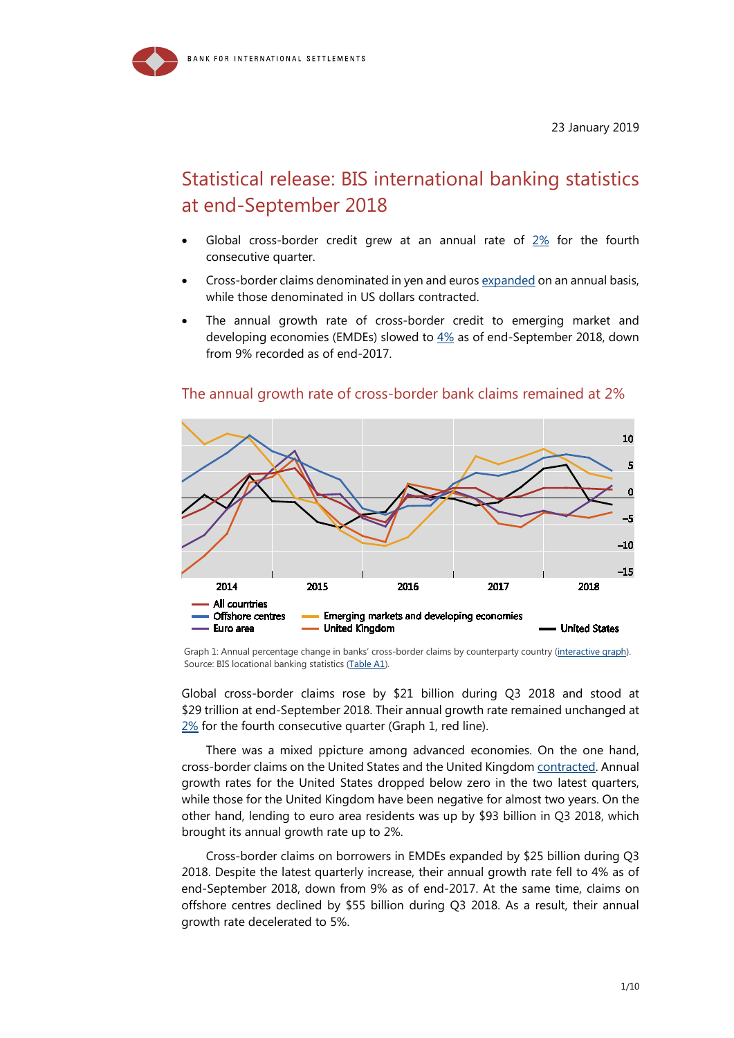BANK FOR INTERNATIONAL SETTLEMENTS

23 January 2019

# Statistical release: BIS international banking statistics at end-September 2018

- Global cross-border credit grew at an annual rate of 2% for the fourth consecutive quarter.
- Cross-border claims denominated in yen and euros expanded on an annual basis, while those denominated in US dollars contracted.
- The annual growth rate of cross-border credit to emerging market and developing economies (EMDEs) slowed to 4% as of end-September 2018, down from 9% recorded as of end-2017.

## The annual growth rate of cross-border bank claims remained at 2%

Graph 1: Annual percentage change in banks' cross-border claims by counterparty country (interactive graph).
Source: BIS locational banking statistics (Table A1).

Global cross-border claims rose by \$21 billion during Q3 2018 and stood at \$29 trillion at end-September 2018. Their annual growth rate remained unchanged at 2% for the fourth consecutive quarter (Graph 1, red line).

There was a mixed ppicture among advanced economies. On the one hand, cross-border claims on the United States and the United Kingdom contracted. Annual growth rates for the United States dropped below zero in the two latest quarters, while those for the United Kingdom have been negative for almost two years. On the other hand, lending to euro area residents was up by \$93 billion in Q3 2018, which brought its annual growth rate up to 2%.

Cross-border claims on borrowers in EMDEs expanded by \$25 billion during Q3 2018. Despite the latest quarterly increase, their annual growth rate fell to 4% as of end-September 2018, down from 9% as of end-2017. At the same time, claims on offshore centres declined by \$55 billion during Q3 2018. As a result, their annual growth rate decelerated to 5%.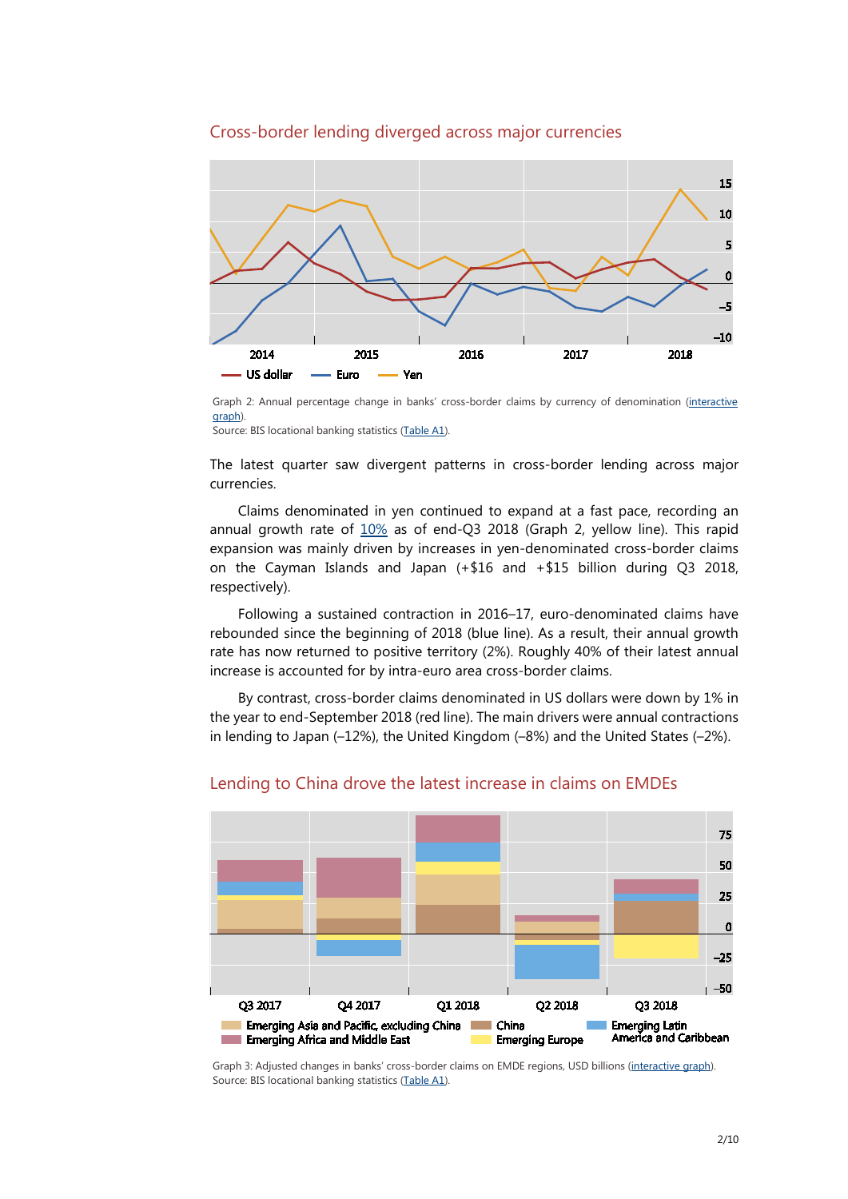## Cross-border lending diverged across major currencies

Graph 2: Annual percentage change in banks' cross-border claims by currency of denomination (interactive graph).
Source: BIS locational banking statistics (Table A1).

The latest quarter saw divergent patterns in cross-border lending across major currencies.

Claims denominated in yen continued to expand at a fast pace, recording an annual growth rate of 10% as of end-Q3 2018 (Graph 2, yellow line). This rapid expansion was mainly driven by increases in yen-denominated cross-border claims on the Cayman Islands and Japan (+$16 and +$15 billion during Q3 2018, respectively).

Following a sustained contraction in 2016–17, euro-denominated claims have rebounded since the beginning of 2018 (blue line). As a result, their annual growth rate has now returned to positive territory (2%). Roughly 40% of their latest annual increase is accounted for by intra-euro area cross-border claims.

By contrast, cross-border claims denominated in US dollars were down by 1% in the year to end-September 2018 (red line). The main drivers were annual contractions in lending to Japan (–12%), the United Kingdom (–8%) and the United States (–2%).

## Lending to China drove the latest increase in claims on EMDEs

Graph 3: Adjusted changes in banks' cross-border claims on EMDE regions, USD billions (interactive graph).
Source: BIS locational banking statistics (Table A1).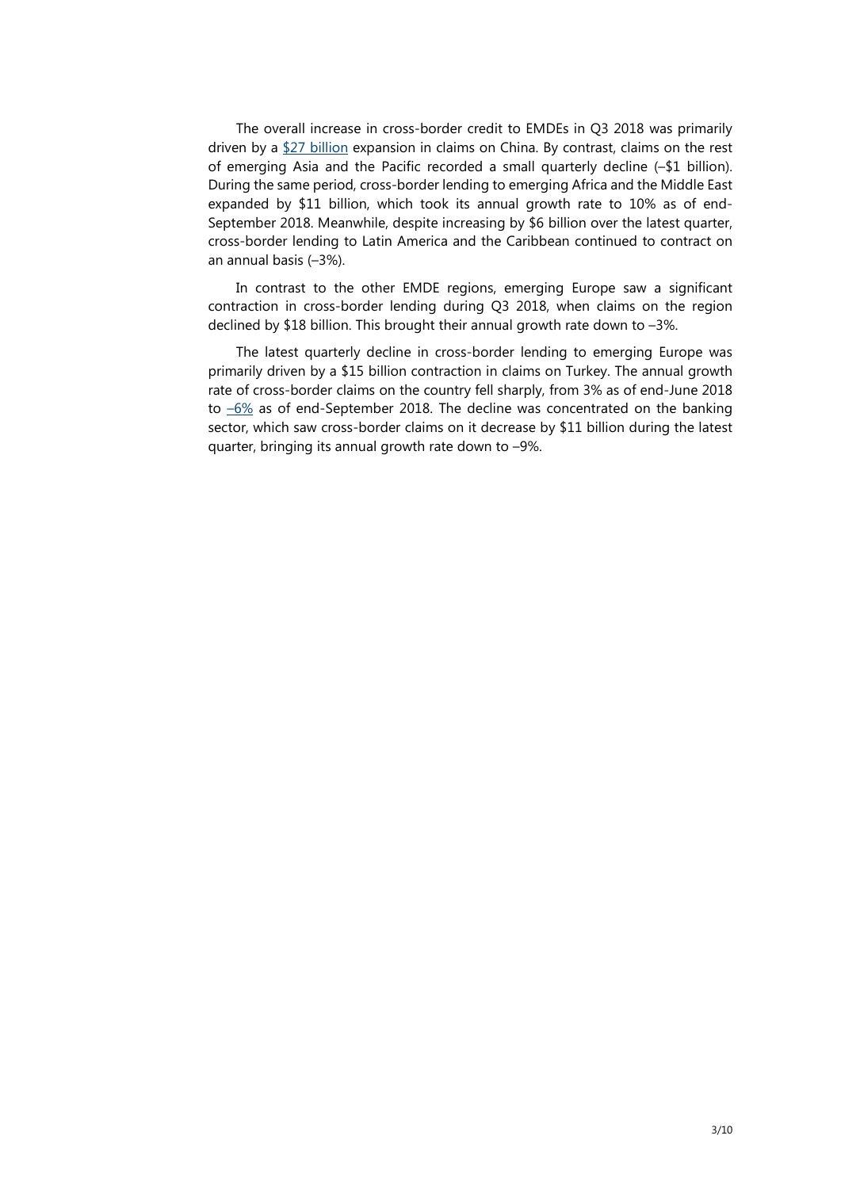The overall increase in cross-border credit to EMDEs in Q3 2018 was primarily driven by a $27 billion expansion in claims on China. By contrast, claims on the rest of emerging Asia and the Pacific recorded a small quarterly decline (–$1 billion). During the same period, cross-border lending to emerging Africa and the Middle East expanded by $11 billion, which took its annual growth rate to 10% as of end-September 2018. Meanwhile, despite increasing by $6 billion over the latest quarter, cross-border lending to Latin America and the Caribbean continued to contract on an annual basis (–3%).

In contrast to the other EMDE regions, emerging Europe saw a significant contraction in cross-border lending during Q3 2018, when claims on the region declined by $18 billion. This brought their annual growth rate down to –3%.

The latest quarterly decline in cross-border lending to emerging Europe was primarily driven by a $15 billion contraction in claims on Turkey. The annual growth rate of cross-border claims on the country fell sharply, from 3% as of end-June 2018 to –6% as of end-September 2018. The decline was concentrated on the banking sector, which saw cross-border claims on it decrease by $11 billion during the latest quarter, bringing its annual growth rate down to –9%.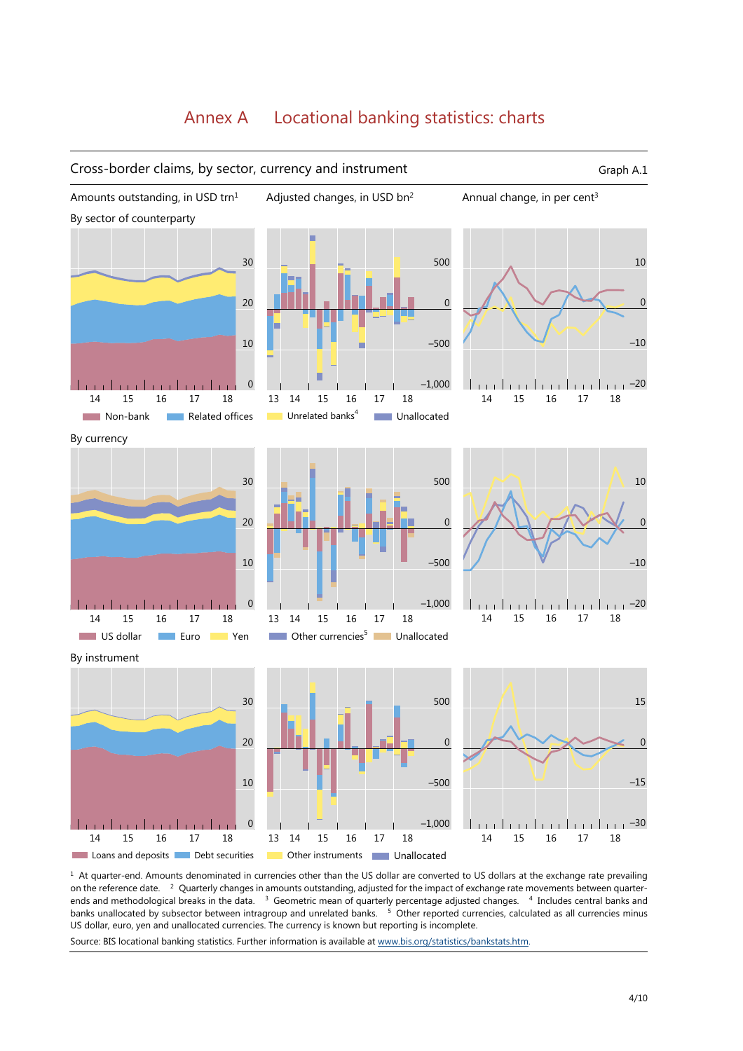# Annex A Locational banking statistics: charts

## Cross-border claims, by sector, currency and instrument

Graph A.1

Amounts outstanding, in USD trn[1]

Adjusted changes, in USD bn[2]

Annual change, in per cent[3]

### By sector of counterparty

Non-bank | Related offices | Unrelated banks[4] | Unallocated

### By currency

US dollar | Euro | Yen | Other currencies[5] | Unallocated

### By instrument

Loans and deposits | Debt securities | Other instruments | Unallocated

[1] At quarter-end. Amounts denominated in currencies other than the US dollar are converted to US dollars at the exchange rate prevailing on the reference date. [2] Quarterly changes in amounts outstanding, adjusted for the impact of exchange rate movements between quarter-ends and methodological breaks in the data. [3] Geometric mean of quarterly percentage adjusted changes. [4] Includes central banks and banks unallocated by subsector between intragroup and unrelated banks. [5] Other reported currencies, calculated as all currencies minus US dollar, euro, yen and unallocated currencies. The currency is known but reporting is incomplete.

Source: BIS locational banking statistics. Further information is available at www.bis.org/statistics/bankstats.htm.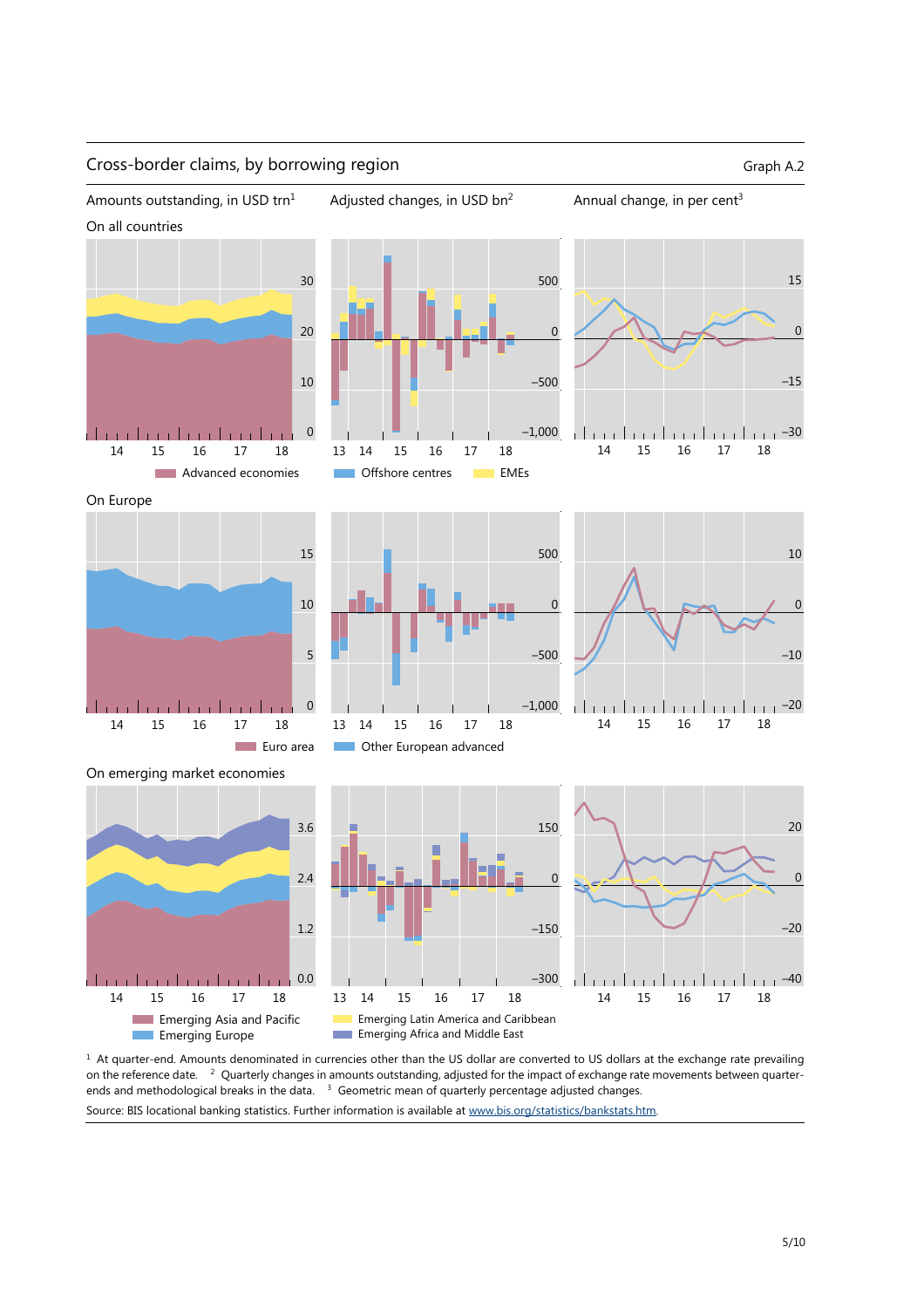## Cross-border claims, by borrowing region

Graph A.2

Amounts outstanding, in USD trn[1]

Adjusted changes, in USD bn[2]

Annual change, in per cent[3]

On all countries

Advanced economies   Offshore centres   EMEs

On Europe

Euro area   Other European advanced

On emerging market economies

Emerging Asia and Pacific   Emerging Latin America and Caribbean
Emerging Europe   Emerging Africa and Middle East

[1] At quarter-end. Amounts denominated in currencies other than the US dollar are converted to US dollars at the exchange rate prevailing on the reference date. [2] Quarterly changes in amounts outstanding, adjusted for the impact of exchange rate movements between quarter-ends and methodological breaks in the data. [3] Geometric mean of quarterly percentage adjusted changes.

Source: BIS locational banking statistics. Further information is available at www.bis.org/statistics/bankstats.htm.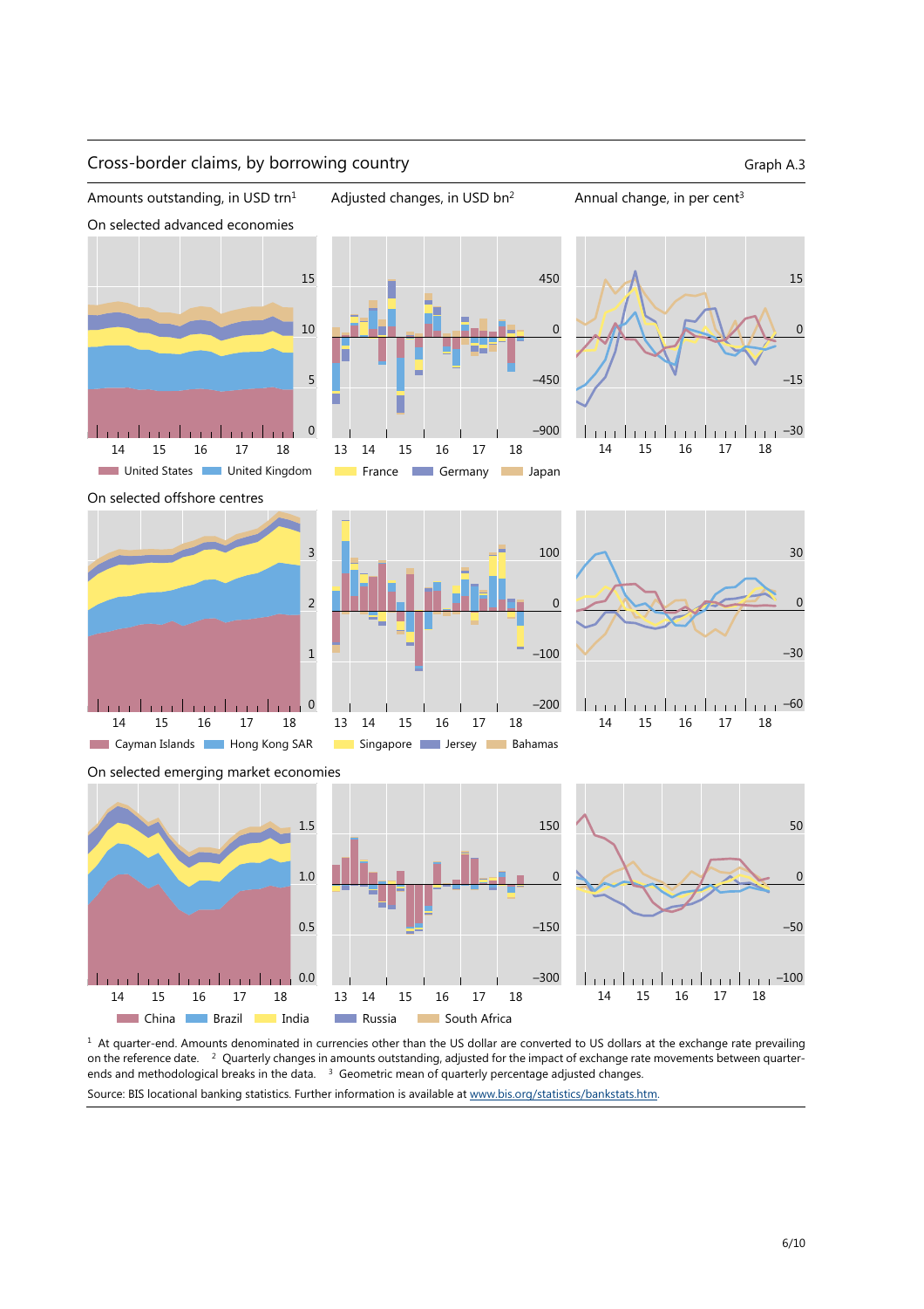## Cross-border claims, by borrowing country

Graph A.3

Amounts outstanding, in USD trn[1] | Adjusted changes, in USD bn[2] | Annual change, in per cent[3]

On selected advanced economies

United States | United Kingdom | France | Germany | Japan

On selected offshore centres

Cayman Islands | Hong Kong SAR | Singapore | Jersey | Bahamas

On selected emerging market economies

China | Brazil | India | Russia | South Africa

[1] At quarter-end. Amounts denominated in currencies other than the US dollar are converted to US dollars at the exchange rate prevailing on the reference date. [2] Quarterly changes in amounts outstanding, adjusted for the impact of exchange rate movements between quarter-ends and methodological breaks in the data. [3] Geometric mean of quarterly percentage adjusted changes.

Source: BIS locational banking statistics. Further information is available at www.bis.org/statistics/bankstats.htm.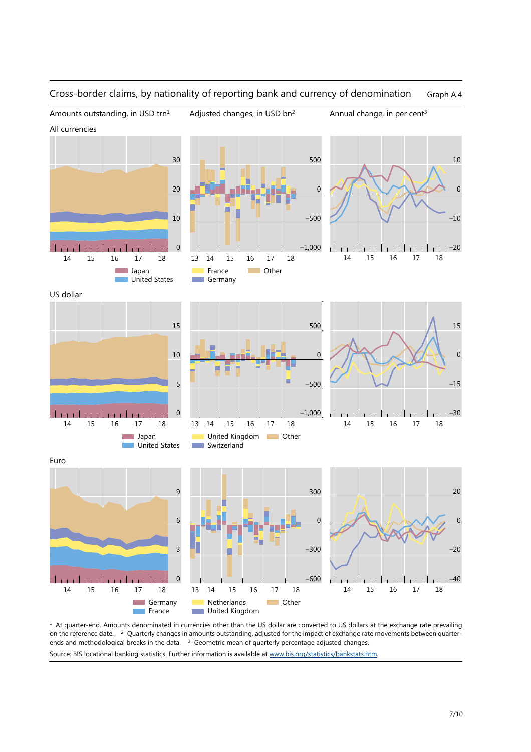## Cross-border claims, by nationality of reporting bank and currency of denomination

Graph A.4

Amounts outstanding, in USD trn[1]

Adjusted changes, in USD bn[2]

Annual change, in per cent[3]

All currencies

Japan
United States

France
Germany

Other

US dollar

Japan
United States

United Kingdom
Switzerland

Other

Euro

Germany
France

Netherlands
United Kingdom

Other

[1] At quarter-end. Amounts denominated in currencies other than the US dollar are converted to US dollars at the exchange rate prevailing on the reference date. [2] Quarterly changes in amounts outstanding, adjusted for the impact of exchange rate movements between quarter-ends and methodological breaks in the data. [3] Geometric mean of quarterly percentage adjusted changes.

Source: BIS locational banking statistics. Further information is available at www.bis.org/statistics/bankstats.htm.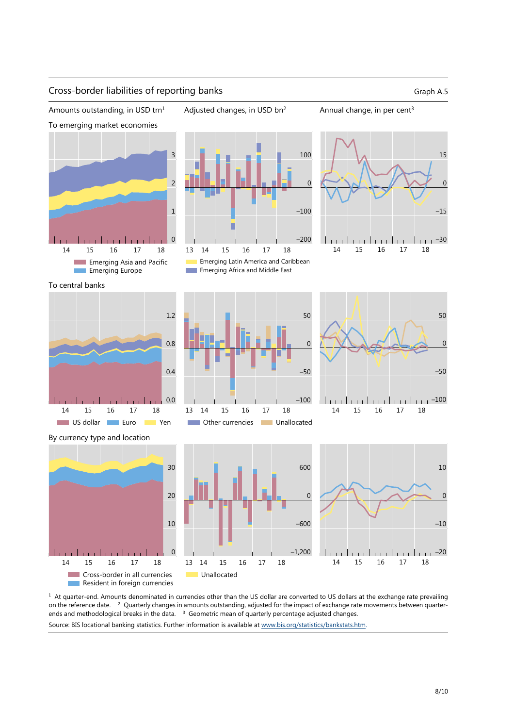## Cross-border liabilities of reporting banks

Graph A.5

Amounts outstanding, in USD trn[1] | Adjusted changes, in USD bn[2] | Annual change, in per cent[3]

To emerging market economies

Emerging Asia and Pacific | Emerging Europe | Emerging Latin America and Caribbean | Emerging Africa and Middle East

To central banks

US dollar | Euro | Yen | Other currencies | Unallocated

By currency type and location

Cross-border in all currencies | Resident in foreign currencies | Unallocated

[1] At quarter-end. Amounts denominated in currencies other than the US dollar are converted to US dollars at the exchange rate prevailing on the reference date. [2] Quarterly changes in amounts outstanding, adjusted for the impact of exchange rate movements between quarter-ends and methodological breaks in the data. [3] Geometric mean of quarterly percentage adjusted changes.

Source: BIS locational banking statistics. Further information is available at www.bis.org/statistics/bankstats.htm.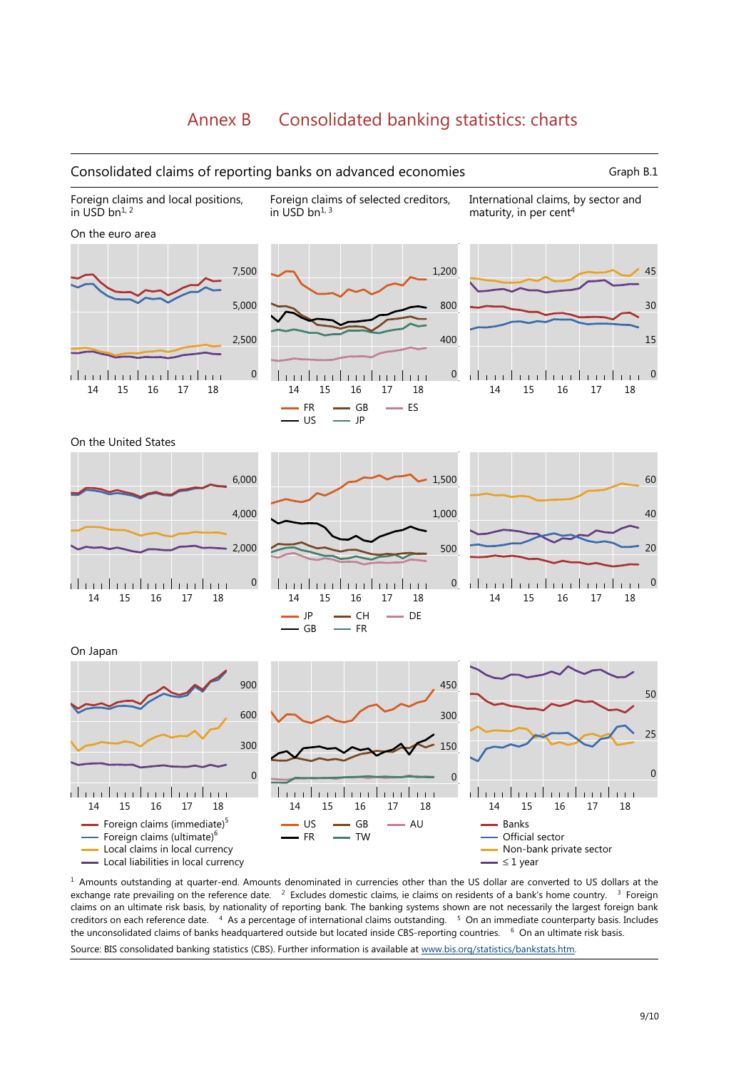# Annex B Consolidated banking statistics: charts

## Consolidated claims of reporting banks on advanced economies

Graph B.1

Foreign claims and local positions, in USD bn[1, 2]

Foreign claims of selected creditors, in USD bn[1, 3]

International claims, by sector and maturity, in per cent[4]

On the euro area

FR — GB — ES — US — JP

On the United States

JP — CH — DE — GB — FR

On Japan

Foreign claims (immediate)[5] — Foreign claims (ultimate)[6] — Local claims in local currency — Local liabilities in local currency

US — GB — AU — FR — TW

Banks — Official sector — Non-bank private sector — ≤ 1 year

[1] Amounts outstanding at quarter-end. Amounts denominated in currencies other than the US dollar are converted to US dollars at the exchange rate prevailing on the reference date. [2] Excludes domestic claims, ie claims on residents of a bank's home country. [3] Foreign claims on an ultimate risk basis, by nationality of reporting bank. The banking systems shown are not necessarily the largest foreign bank creditors on each reference date. [4] As a percentage of international claims outstanding. [5] On an immediate counterparty basis. Includes the unconsolidated claims of banks headquartered outside but located inside CBS-reporting countries. [6] On an ultimate risk basis.

Source: BIS consolidated banking statistics (CBS). Further information is available at www.bis.org/statistics/bankstats.htm.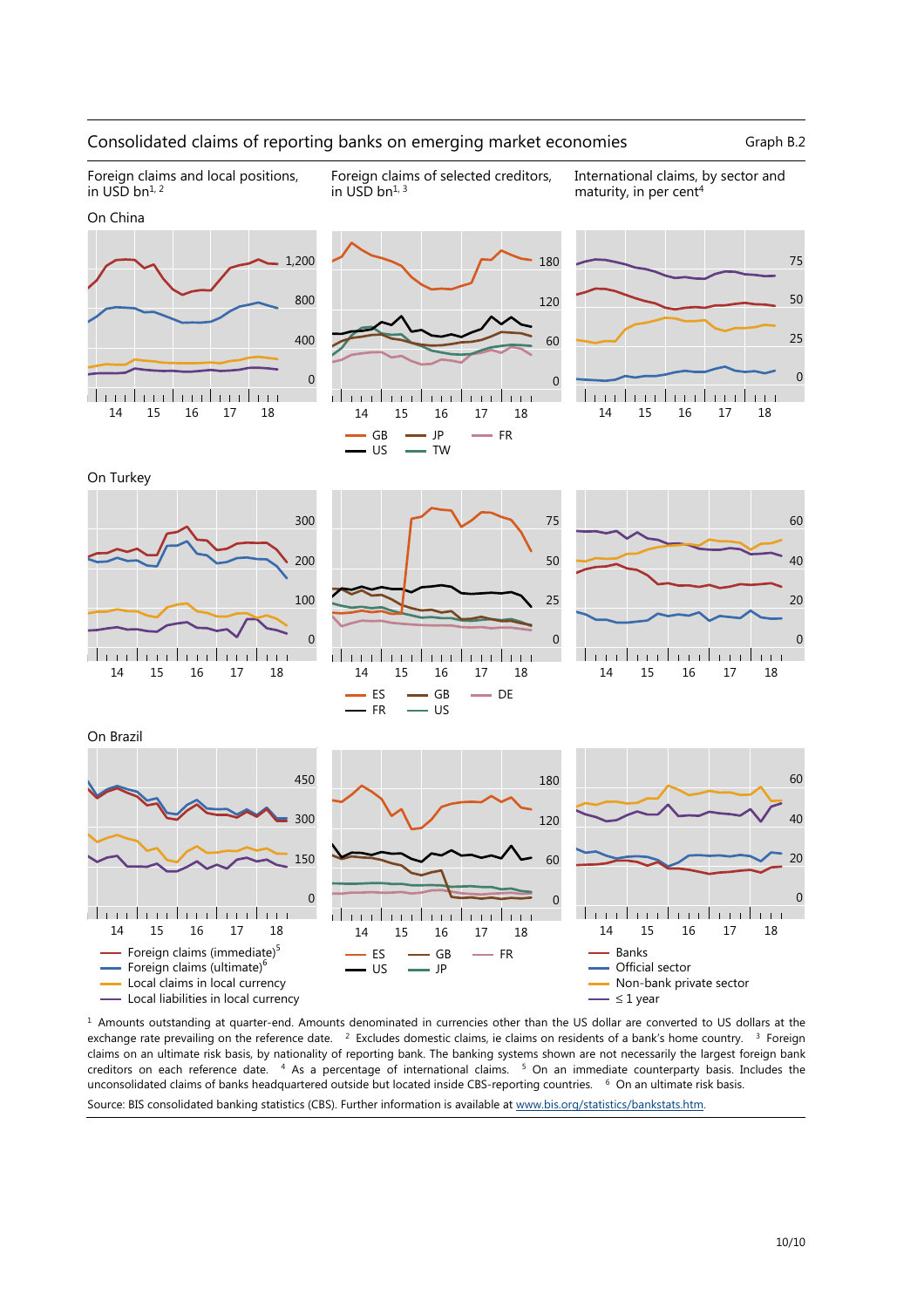## Consolidated claims of reporting banks on emerging market economies

Graph B.2

Foreign claims and local positions, in USD bn[1, 2]

Foreign claims of selected creditors, in USD bn[1, 3]

International claims, by sector and maturity, in per cent[4]

On China

1,200
800
400
0
14 15 16 17 18

180
120
60
0
14 15 16 17 18

GB JP FR
US TW

75
50
25
0
14 15 16 17 18

On Turkey

300
200
100
0
14 15 16 17 18

75
50
25
0
14 15 16 17 18

ES GB DE
FR US

60
40
20
0
14 15 16 17 18

On Brazil

450
300
150
0
14 15 16 17 18

Foreign claims (immediate)[5]
Foreign claims (ultimate)[6]
Local claims in local currency
Local liabilities in local currency

180
120
60
0
14 15 16 17 18

ES GB FR
US JP

60
40
20
0
14 15 16 17 18

Banks
Official sector
Non-bank private sector
≤ 1 year

[1] Amounts outstanding at quarter-end. Amounts denominated in currencies other than the US dollar are converted to US dollars at the exchange rate prevailing on the reference date. [2] Excludes domestic claims, ie claims on residents of a bank's home country. [3] Foreign claims on an ultimate risk basis, by nationality of reporting bank. The banking systems shown are not necessarily the largest foreign bank creditors on each reference date. [4] As a percentage of international claims. [5] On an immediate counterparty basis. Includes the unconsolidated claims of banks headquartered outside but located inside CBS-reporting countries. [6] On an ultimate risk basis.

Source: BIS consolidated banking statistics (CBS). Further information is available at www.bis.org/statistics/bankstats.htm.